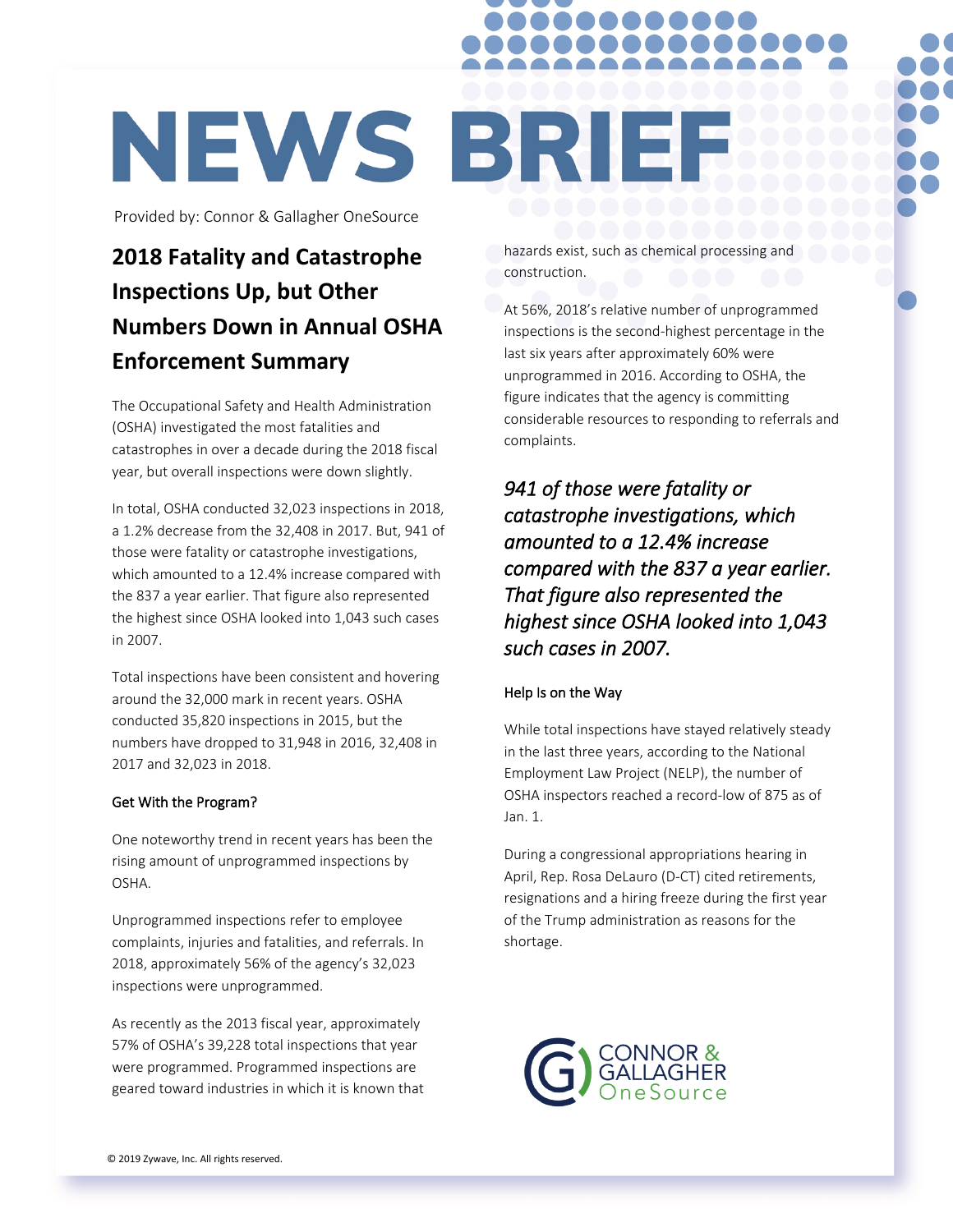# NEWS BRIEF

Provided by: Connor & Gallagher OneSource

## 2018 Fatality and Catastrophe Inspections Up, but Other Numbers Down in Annual OSHA Enforcement Summary

The Occupational Safety and Health Administration (OSHA) investigated the most fatalities and catastrophes in over a decade during the 2018 fiscal year, but overall inspections were down slightly.

In total, OSHA conducted 32,023 inspections in 2018, a 1.2% decrease from the 32,408 in 2017. But, 941 of those were fatality or catastrophe investigations, which amounted to a 12.4% increase compared with the 837 a year earlier. That figure also represented the highest since OSHA looked into 1,043 such cases in 2007.

Total inspections have been consistent and hovering around the 32,000 mark in recent years. OSHA conducted 35,820 inspections in 2015, but the numbers have dropped to 31,948 in 2016, 32,408 in 2017 and 32,023 in 2018.

### Get With the Program?

One noteworthy trend in recent years has been the rising amount of unprogrammed inspections by OSHA.

Unprogrammed inspections refer to employee complaints, injuries and fatalities, and referrals. In 2018, approximately 56% of the agency's 32,023 inspections were unprogrammed.

As recently as the 2013 fiscal year, approximately 57% of OSHA's 39,228 total inspections that year were programmed. Programmed inspections are geared toward industries in which it is known that hazards exist, such as chemical processing and construction.

At 56%, 2018's relative number of unprogrammed inspections is the second-highest percentage in the last six years after approximately 60% were unprogrammed in 2016. According to OSHA, the figure indicates that the agency is committing considerable resources to responding to referrals and complaints.

*941 of those were fatality or catastrophe investigations, which amounted to a 12.4% increase compared with the 837 a year earlier. That figure also represented the highest since OSHA looked into 1,043 such cases in 2007.*

### Help Is on the Way

While total inspections have stayed relatively steady in the last three years, according to the National Employment Law Project (NELP), the number of OSHA inspectors reached a record-low of 875 as of Jan. 1.

During a congressional appropriations hearing in April, Rep. Rosa DeLauro (D-CT) cited retirements, resignations and a hiring freeze during the first year of the Trump administration as reasons for the shortage.

CONNOR & GALLAGHER OneSource

© 2019 Zywave, Inc. All rights reserved.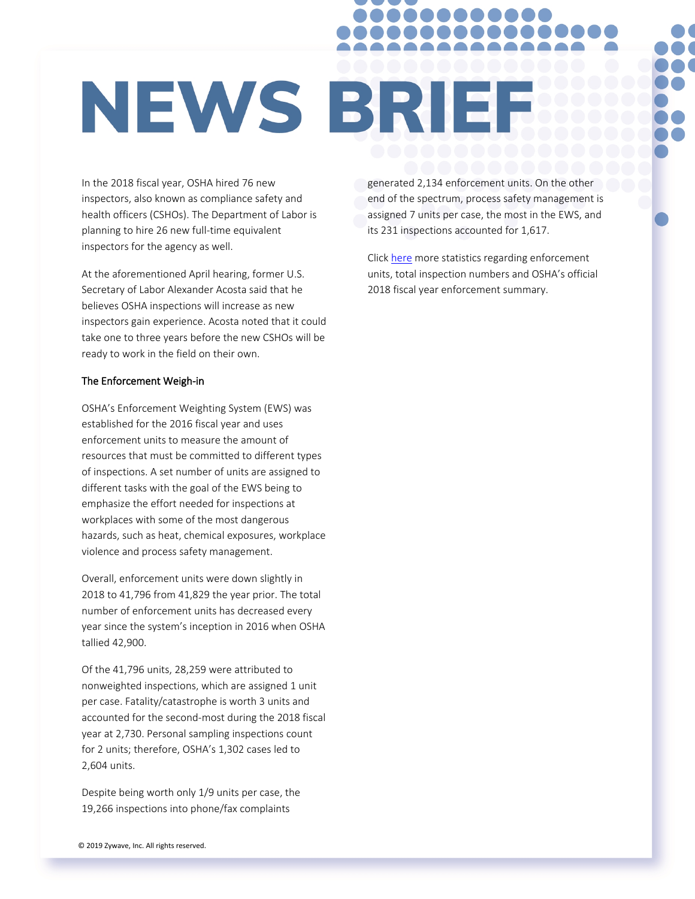#  NEWS BRIEF

In the 2018 fiscal year, OSHA hired 76 new inspectors, also known as compliance safety and health officers (CSHOs). The Department of Labor is planning to hire 26 new full-time equivalent inspectors for the agency as well.

At the aforementioned April hearing, former U.S. Secretary of Labor Alexander Acosta said that he believes OSHA inspections will increase as new inspectors gain experience. Acosta noted that it could take one to three years before the new CSHOs will be ready to work in the field on their own.

**The Enforcement Weigh-in**

OSHA's Enforcement Weighting System (EWS) was established for the 2016 fiscal year and uses enforcement units to measure the amount of resources that must be committed to different types of inspections. A set number of units are assigned to different tasks with the goal of the EWS being to emphasize the effort needed for inspections at workplaces with some of the most dangerous hazards, such as heat, chemical exposures, workplace violence and process safety management.

Overall, enforcement units were down slightly in 2018 to 41,796 from 41,829 the year prior. The total number of enforcement units has decreased every year since the system's inception in 2016 when OSHA tallied 42,900.

Of the 41,796 units, 28,259 were attributed to nonweighted inspections, which are assigned 1 unit per case. Fatality/catastrophe is worth 3 units and accounted for the second-most during the 2018 fiscal year at 2,730. Personal sampling inspections count for 2 units; therefore, OSHA's 1,302 cases led to 2,604 units.

Despite being worth only 1/9 units per case, the 19,266 inspections into phone/fax complaints generated 2,134 enforcement units. On the other end of the spectrum, process safety management is assigned 7 units per case, the most in the EWS, and its 231 inspections accounted for 1,617.

Click here more statistics regarding enforcement units, total inspection numbers and OSHA's official 2018 fiscal year enforcement summary.